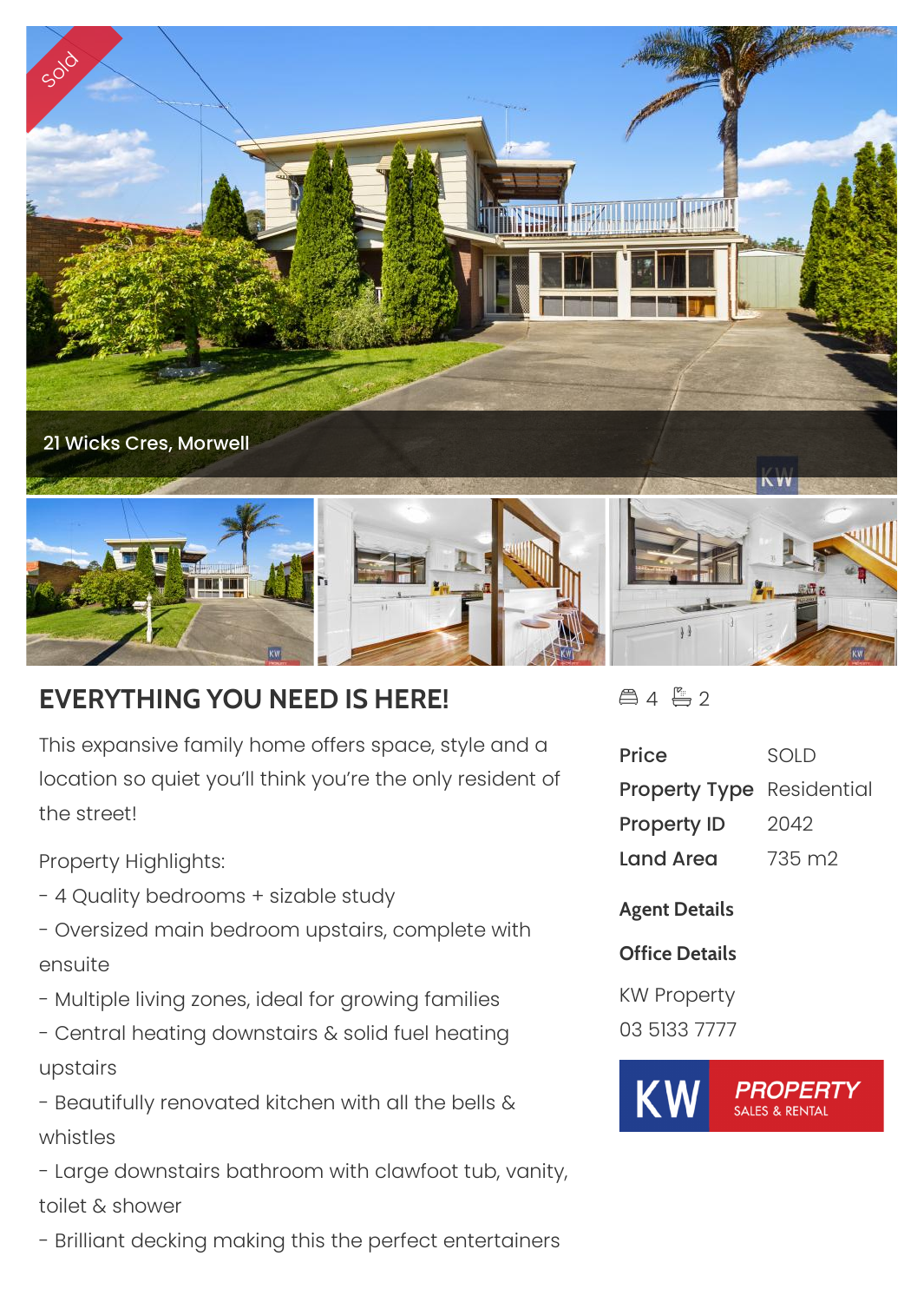21 Wicks Cres, Morwell

# EVERYTHING YOU NEED IS HERE!

This expansive family home offers space, style and a location so quiet you'll think you're the only resident of the street!

Property Highlights:

- 4 Quality bedrooms + sizable study
- Oversized main bedroom upstairs, complete with ensuite
- Multiple living zones, ideal for growing families
- Central heating downstairs & solid fuel heating upstairs
- Beautifully renovated kitchen with all the bells & whistles
- Large downstairs bathroom with clawfoot tub, vanity, toilet & shower
- Brilliant decking making this the perfect entertainers

4 2

| | |
|---|---|
| **Price** | SOLD |
| **Property Type** | Residential |
| **Property ID** | 2042 |
| **Land Area** | 735 m2 |

**Agent Details**

**Office Details**

KW Property

03 5133 7777

KW PROPERTY SALES & RENTAL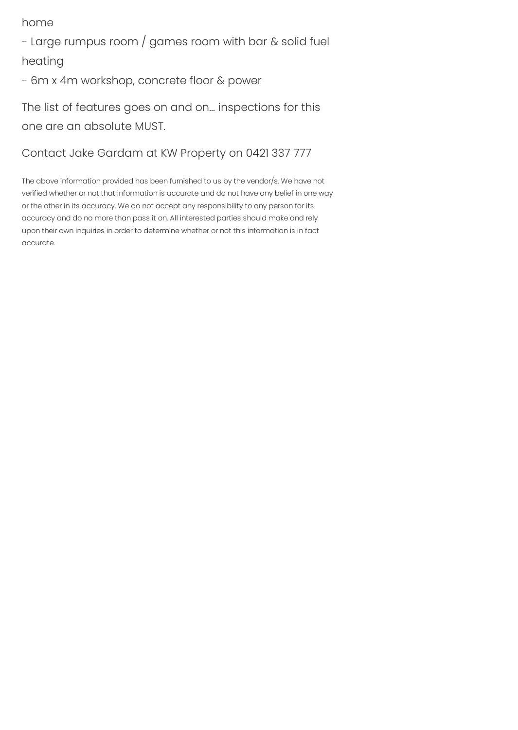home

- Large rumpus room / games room with bar & solid fuel heating
- 6m x 4m workshop, concrete floor & power

The list of features goes on and on... inspections for this one are an absolute MUST.

Contact Jake Gardam at KW Property on 0421 337 777

The above information provided has been furnished to us by the vendor/s. We have not verified whether or not that information is accurate and do not have any belief in one way or the other in its accuracy. We do not accept any responsibility to any person for its accuracy and do no more than pass it on. All interested parties should make and rely upon their own inquiries in order to determine whether or not this information is in fact accurate.